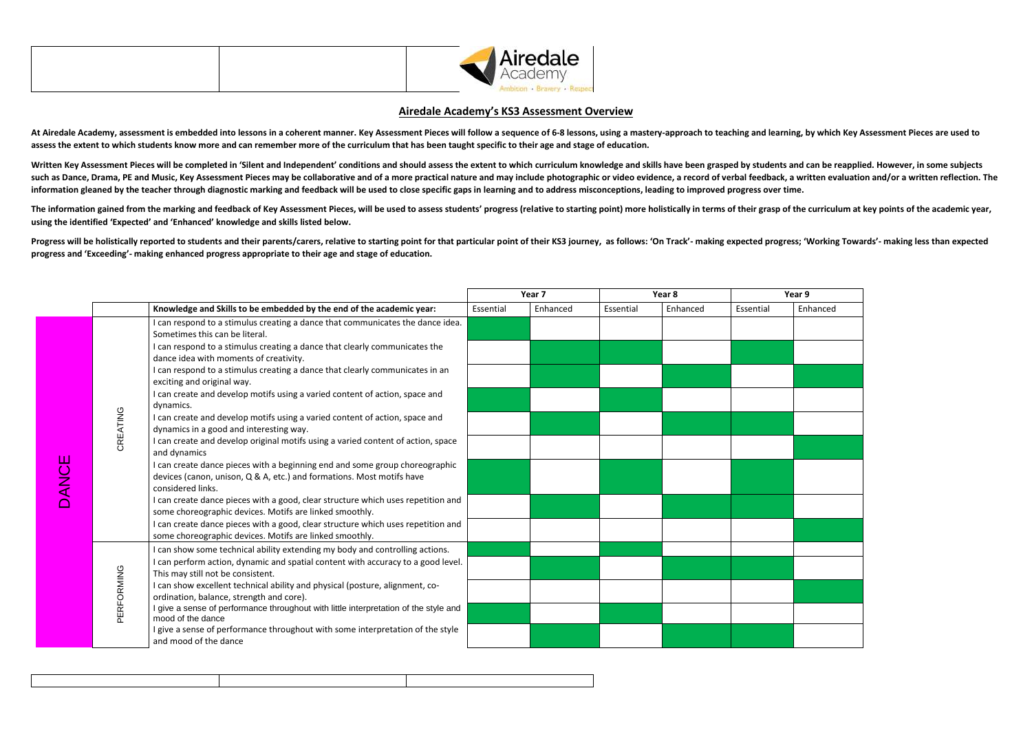## Airedale Academy's KS3 Assessment Overview

**At Airedale Academy, assessment is embedded into lessons in a coherent manner. Key Assessment Pieces will follow a sequence of 6-8 lessons, using a mastery-approach to teaching and learning, by which Key Assessment Pieces are used to assess the extent to which students know more and can remember more of the curriculum that has been taught specific to their age and stage of education.**

**Written Key Assessment Pieces will be completed in 'Silent and Independent' conditions and should assess the extent to which curriculum knowledge and skills have been grasped by students and can be reapplied. However, in some subjects such as Dance, Drama, PE and Music, Key Assessment Pieces may be collaborative and of a more practical nature and may include photographic or video evidence, a record of verbal feedback, a written evaluation and/or a written reflection. The information gleaned by the teacher through diagnostic marking and feedback will be used to close specific gaps in learning and to address misconceptions, leading to improved progress over time.**

**The information gained from the marking and feedback of Key Assessment Pieces, will be used to assess students' progress (relative to starting point) more holistically in terms of their grasp of the curriculum at key points of the academic year, using the identified 'Expected' and 'Enhanced' knowledge and skills listed below.**

**Progress will be holistically reported to students and their parents/carers, relative to starting point for that particular point of their KS3 journey, as follows: 'On Track'- making expected progress; 'Working Towards'- making less than expected progress and 'Exceeding'- making enhanced progress appropriate to their age and stage of education.**

| | | | Year 7 | | Year 8 | | Year 9 | |
|---|---|---|---|---|---|---|---|---|
| | | **Knowledge and Skills to be embedded by the end of the academic year:** | Essential | Enhanced | Essential | Enhanced | Essential | Enhanced |
| DANCE | CREATING | I can respond to a stimulus creating a dance that communicates the dance idea. Sometimes this can be literal. | ✓ | | | | | |
| | | I can respond to a stimulus creating a dance that clearly communicates the dance idea with moments of creativity. | | ✓ | ✓ | | ✓ | |
| | | I can respond to a stimulus creating a dance that clearly communicates in an exciting and original way. | | ✓ | | ✓ | | ✓ |
| | | I can create and develop motifs using a varied content of action, space and dynamics. | ✓ | | ✓ | | | |
| | | I can create and develop motifs using a varied content of action, space and dynamics in a good and interesting way. | | ✓ | | ✓ | ✓ | |
| | | I can create and develop original motifs using a varied content of action, space and dynamics | | | | | | ✓ |
| | | I can create dance pieces with a beginning end and some group choreographic devices (canon, unison, Q & A, etc.) and formations. Most motifs have considered links. | ✓ | | ✓ | | ✓ | |
| | | I can create dance pieces with a good, clear structure which uses repetition and some choreographic devices. Motifs are linked smoothly. | | ✓ | | ✓ | ✓ | |
| | | I can create dance pieces with a good, clear structure which uses repetition and some choreographic devices. Motifs are linked smoothly. | | | | | | ✓ |
| | PERFORMING | I can show some technical ability extending my body and controlling actions. | ✓ | | ✓ | | | |
| | | I can perform action, dynamic and spatial content with accuracy to a good level. This may still not be consistent. | | ✓ | | ✓ | ✓ | |
| | | I can show excellent technical ability and physical (posture, alignment, co-ordination, balance, strength and core). | | | | | | ✓ |
| | | I give a sense of performance throughout with little interpretation of the style and mood of the dance | ✓ | | ✓ | | | |
| | | I give a sense of performance throughout with some interpretation of the style and mood of the dance | | ✓ | | ✓ | ✓ | |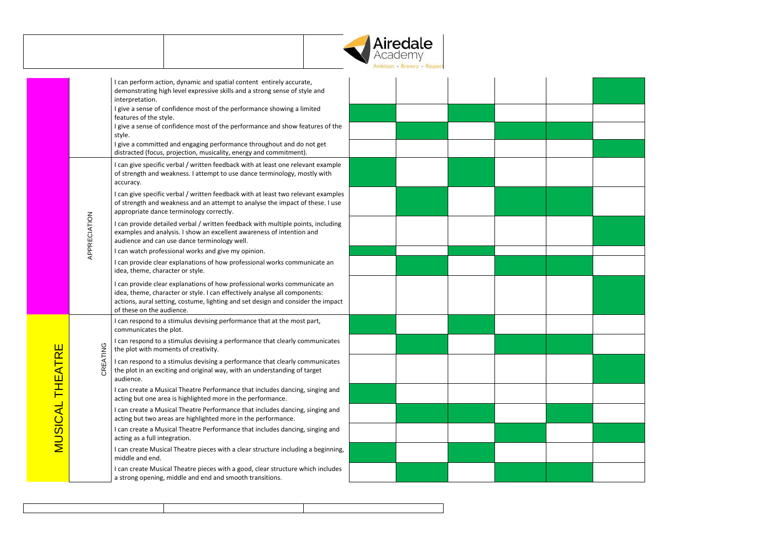| Subject | Strand | Descriptor | | | | | | |
|---|---|---|---|---|---|---|---|---|
| | | I can perform action, dynamic and spatial content entirely accurate, demonstrating high level expressive skills and a strong sense of style and interpretation. | | | | | | |
| | | I give a sense of confidence most of the performance showing a limited features of the style. | | | | | | |
| | | I give a sense of confidence most of the performance and show features of the style. | | | | | | |
| | | I give a committed and engaging performance throughout and do not get distracted (focus, projection, musicality, energy and commitment). | | | | | | |
| | APPRECIATION | I can give specific verbal / written feedback with at least one relevant example of strength and weakness. I attempt to use dance terminology, mostly with accuracy. | | | | | | |
| | | I can give specific verbal / written feedback with at least two relevant examples of strength and weakness and an attempt to analyse the impact of these. I use appropriate dance terminology correctly. | | | | | | |
| | | I can provide detailed verbal / written feedback with multiple points, including examples and analysis. I show an excellent awareness of intention and audience and can use dance terminology well. | | | | | | |
| | | I can watch professional works and give my opinion. | | | | | | |
| | | I can provide clear explanations of how professional works communicate an idea, theme, character or style. | | | | | | |
| | | I can provide clear explanations of how professional works communicate an idea, theme, character or style. I can effectively analyse all components: actions, aural setting, costume, lighting and set design and consider the impact of these on the audience. | | | | | | |
| MUSICAL THEATRE | CREATING | I can respond to a stimulus devising performance that at the most part, communicates the plot. | | | | | | |
| | | I can respond to a stimulus devising a performance that clearly communicates the plot with moments of creativity. | | | | | | |
| | | I can respond to a stimulus devising a performance that clearly communicates the plot in an exciting and original way, with an understanding of target audience. | | | | | | |
| | | I can create a Musical Theatre Performance that includes dancing, singing and acting but one area is highlighted more in the performance. | | | | | | |
| | | I can create a Musical Theatre Performance that includes dancing, singing and acting but two areas are highlighted more in the performance. | | | | | | |
| | | I can create a Musical Theatre Performance that includes dancing, singing and acting as a full integration. | | | | | | |
| | | I can create Musical Theatre pieces with a clear structure including a beginning, middle and end. | | | | | | |
| | | I can create Musical Theatre pieces with a good, clear structure which includes a strong opening, middle and end and smooth transitions. | | | | | | |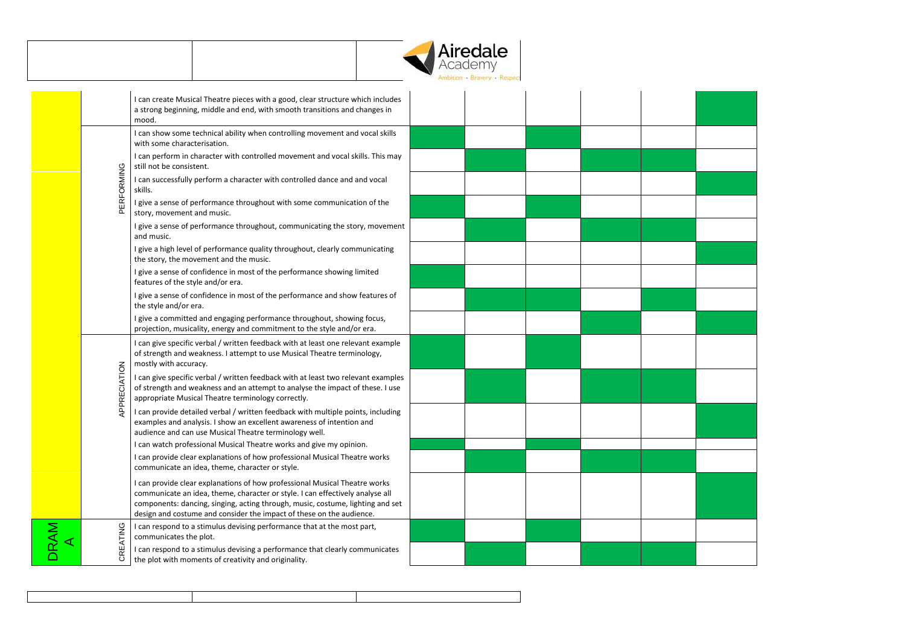| Subject | Strand | Statement | | | | | | |
|---|---|---|---|---|---|---|---|---|
| | | I can create Musical Theatre pieces with a good, clear structure which includes a strong beginning, middle and end, with smooth transitions and changes in mood. | | | | | | ■ |
| | PERFORMING | I can show some technical ability when controlling movement and vocal skills with some characterisation. | ■ | | ■ | | | |
| | PERFORMING | I can perform in character with controlled movement and vocal skills. This may still not be consistent. | | ■ | | ■ | ■ | |
| | PERFORMING | I can successfully perform a character with controlled dance and and vocal skills. | | | | | | ■ |
| | PERFORMING | I give a sense of performance throughout with some communication of the story, movement and music. | ■ | | ■ | | | |
| | PERFORMING | I give a sense of performance throughout, communicating the story, movement and music. | | ■ | | ■ | ■ | |
| | PERFORMING | I give a high level of performance quality throughout, clearly communicating the story, the movement and the music. | | | | | | ■ |
| | PERFORMING | I give a sense of confidence in most of the performance showing limited features of the style and/or era. | ■ | | | | | |
| | PERFORMING | I give a sense of confidence in most of the performance and show features of the style and/or era. | | ■ | ■ | | ■ | |
| | PERFORMING | I give a committed and engaging performance throughout, showing focus, projection, musicality, energy and commitment to the style and/or era. | | | | ■ | | ■ |
| | APPRECIATION | I can give specific verbal / written feedback with at least one relevant example of strength and weakness. I attempt to use Musical Theatre terminology, mostly with accuracy. | ■ | | ■ | | | |
| | APPRECIATION | I can give specific verbal / written feedback with at least two relevant examples of strength and weakness and an attempt to analyse the impact of these. I use appropriate Musical Theatre terminology correctly. | | ■ | | ■ | ■ | |
| | APPRECIATION | I can provide detailed verbal / written feedback with multiple points, including examples and analysis. I show an excellent awareness of intention and audience and can use Musical Theatre terminology well. | | | | | | ■ |
| | APPRECIATION | I can watch professional Musical Theatre works and give my opinion. | ■ | | ■ | | | |
| | APPRECIATION | I can provide clear explanations of how professional Musical Theatre works communicate an idea, theme, character or style. | | ■ | | ■ | ■ | |
| | APPRECIATION | I can provide clear explanations of how professional Musical Theatre works communicate an idea, theme, character or style. I can effectively analyse all components: dancing, singing, acting through, music, costume, lighting and set design and costume and consider the impact of these on the audience. | | | | | | ■ |
| DRAMA | CREATING | I can respond to a stimulus devising performance that at the most part, communicates the plot. | ■ | | ■ | | | |
| DRAMA | CREATING | I can respond to a stimulus devising a performance that clearly communicates the plot with moments of creativity and originality. | | ■ | | ■ | ■ | |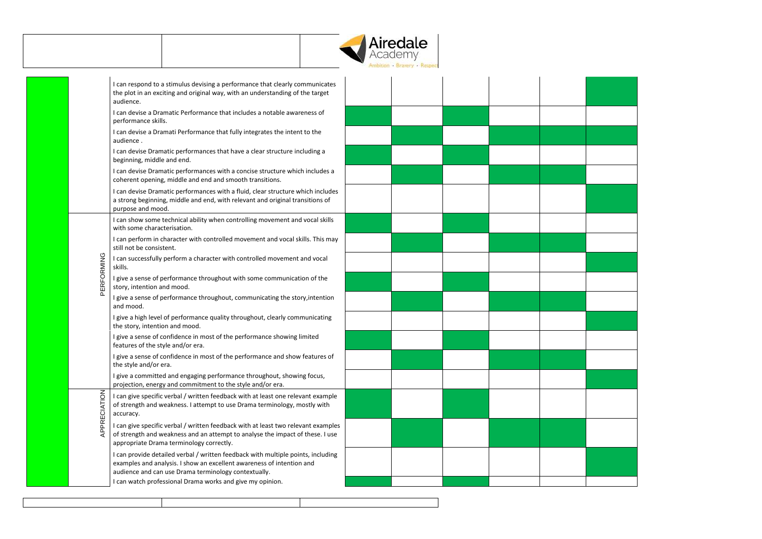| | | | | | | | | |
|---|---|---|---|---|---|---|---|---|
| | | I can respond to a stimulus devising a performance that clearly communicates the plot in an exciting and original way, with an understanding of the target audience. | | | | | | |
| | | I can devise a Dramatic Performance that includes a notable awareness of performance skills. | | | | | | |
| | | I can devise a Dramati Performance that fully integrates the intent to the audience . | | | | | | |
| | | I can devise Dramatic performances that have a clear structure including a beginning, middle and end. | | | | | | |
| | | I can devise Dramatic performances with a concise structure which includes a coherent opening, middle and end and smooth transitions. | | | | | | |
| | | I can devise Dramatic performances with a fluid, clear structure which includes a strong beginning, middle and end, with relevant and original transitions of purpose and mood. | | | | | | |
| | PERFORMING | I can show some technical ability when controlling movement and vocal skills with some characterisation. | | | | | | |
| | | I can perform in character with controlled movement and vocal skills. This may still not be consistent. | | | | | | |
| | | I can successfully perform a character with controlled movement and vocal skills. | | | | | | |
| | | I give a sense of performance throughout with some communication of the story, intention and mood. | | | | | | |
| | | I give a sense of performance throughout, communicating the story,intention and mood. | | | | | | |
| | | I give a high level of performance quality throughout, clearly communicating the story, intention and mood. | | | | | | |
| | | I give a sense of confidence in most of the performance showing limited features of the style and/or era. | | | | | | |
| | | I give a sense of confidence in most of the performance and show features of the style and/or era. | | | | | | |
| | | I give a committed and engaging performance throughout, showing focus, projection, energy and commitment to the style and/or era. | | | | | | |
| | APPRECIATION | I can give specific verbal / written feedback with at least one relevant example of strength and weakness. I attempt to use Drama terminology, mostly with accuracy. | | | | | | |
| | | I can give specific verbal / written feedback with at least two relevant examples of strength and weakness and an attempt to analyse the impact of these. I use appropriate Drama terminology correctly. | | | | | | |
| | | I can provide detailed verbal / written feedback with multiple points, including examples and analysis. I show an excellent awareness of intention and audience and can use Drama terminology contextually. | | | | | | |
| | | I can watch professional Drama works and give my opinion. | | | | | | |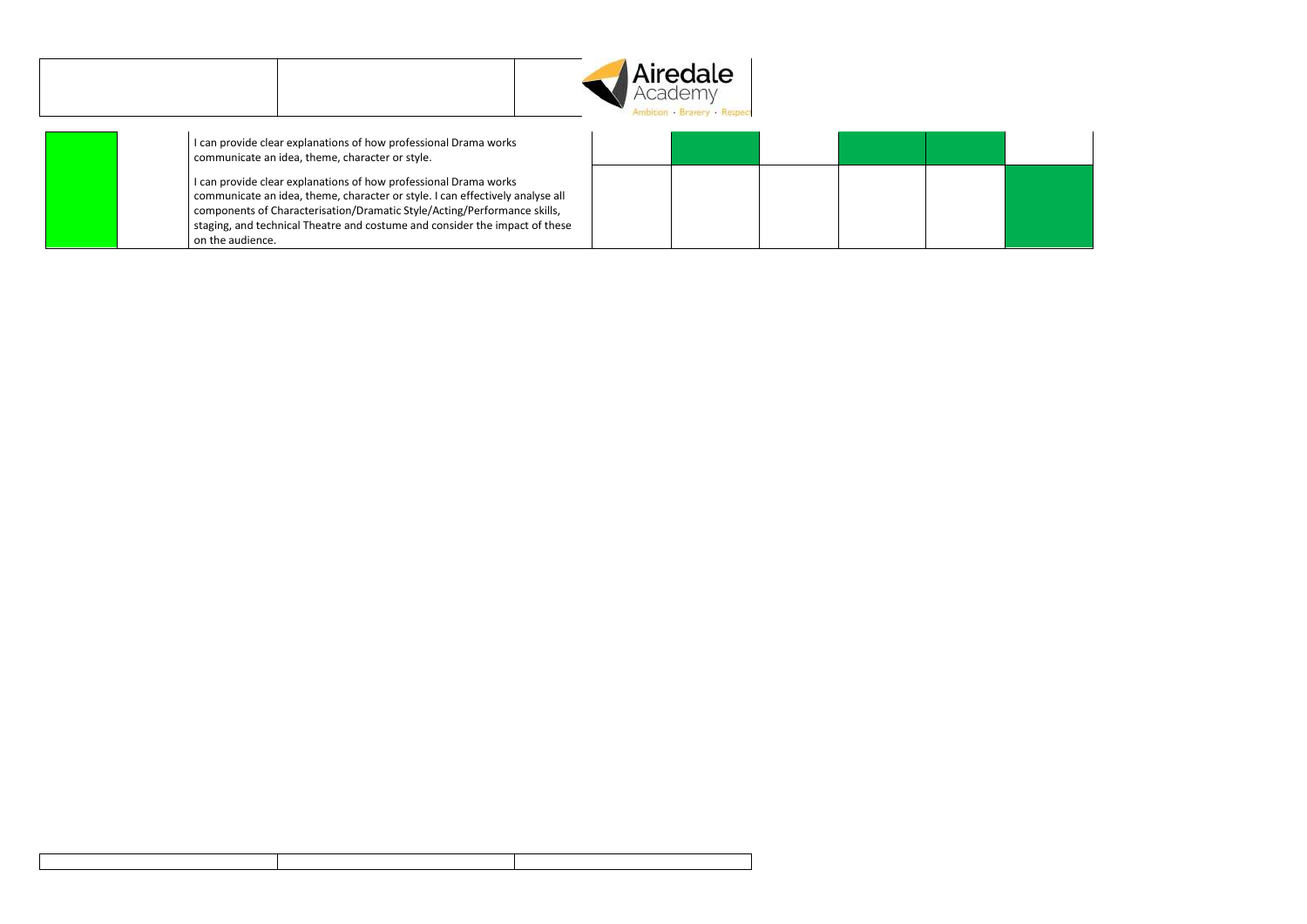| | | | | | | | | |
|---|---|---|---|---|---|---|---|---|
| | | I can provide clear explanations of how professional Drama works communicate an idea, theme, character or style. | | | | | | |
| | | I can provide clear explanations of how professional Drama works communicate an idea, theme, character or style. I can effectively analyse all components of Characterisation/Dramatic Style/Acting/Performance skills, staging, and technical Theatre and costume and consider the impact of these on the audience. | | | | | | |